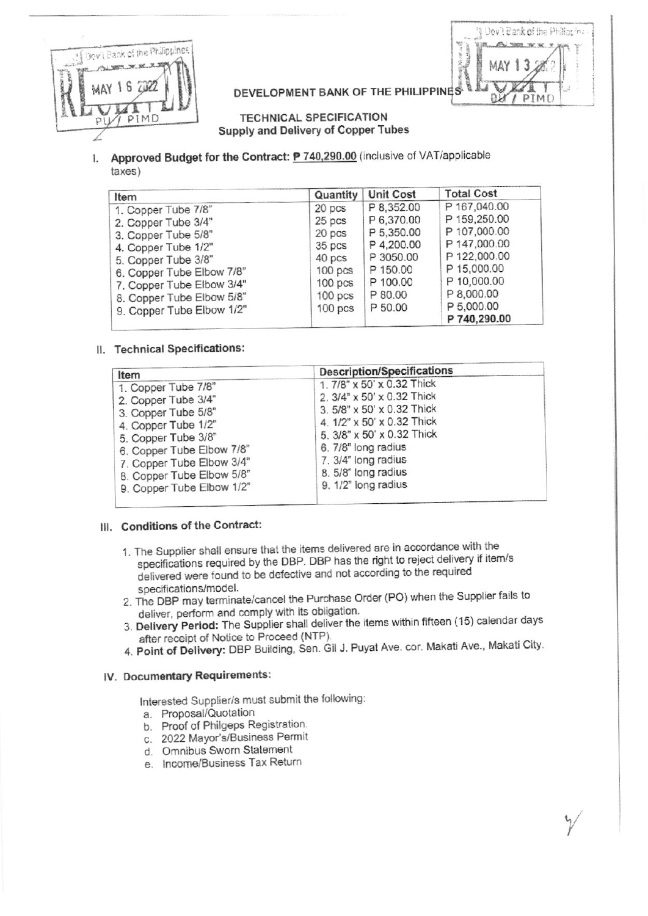# DEVELOPMENT BANK OF THE PHILIPPINES

## TECHNICAL SPECIFICATION
### Supply and Delivery of Copper Tubes

I. **Approved Budget for the Contract: P 740,290.00** (inclusive of VAT/applicable taxes)

| Item | Quantity | Unit Cost | Total Cost |
|---|---|---|---|
| 1. Copper Tube 7/8" | 20 pcs | P 8,352.00 | P 167,040.00 |
| 2. Copper Tube 3/4" | 25 pcs | P 6,370.00 | P 159,250.00 |
| 3. Copper Tube 5/8" | 20 pcs | P 5,350.00 | P 107,000.00 |
| 4. Copper Tube 1/2" | 35 pcs | P 4,200.00 | P 147,000.00 |
| 5. Copper Tube 3/8" | 40 pcs | P 3050.00 | P 122,000.00 |
| 6. Copper Tube Elbow 7/8" | 100 pcs | P 150.00 | P 15,000.00 |
| 7. Copper Tube Elbow 3/4" | 100 pcs | P 100.00 | P 10,000.00 |
| 8. Copper Tube Elbow 5/8" | 100 pcs | P 80.00 | P 8,000.00 |
| 9. Copper Tube Elbow 1/2" | 100 pcs | P 50.00 | P 5,000.00 |
| | | | **P 740,290.00** |

II. **Technical Specifications:**

| Item | Description/Specifications |
|---|---|
| 1. Copper Tube 7/8" | 1. 7/8" x 50' x 0.32 Thick |
| 2. Copper Tube 3/4" | 2. 3/4" x 50' x 0.32 Thick |
| 3. Copper Tube 5/8" | 3. 5/8" x 50' x 0.32 Thick |
| 4. Copper Tube 1/2" | 4. 1/2" x 50' x 0.32 Thick |
| 5. Copper Tube 3/8" | 5. 3/8" x 50' x 0.32 Thick |
| 6. Copper Tube Elbow 7/8" | 6. 7/8" long radius |
| 7. Copper Tube Elbow 3/4" | 7. 3/4" long radius |
| 8. Copper Tube Elbow 5/8" | 8. 5/8" long radius |
| 9. Copper Tube Elbow 1/2" | 9. 1/2" long radius |

III. **Conditions of the Contract:**

1. The Supplier shall ensure that the items delivered are in accordance with the specifications required by the DBP. DBP has the right to reject delivery if item/s delivered were found to be defective and not according to the required specifications/model.
2. The DBP may terminate/cancel the Purchase Order (PO) when the Supplier fails to deliver, perform and comply with its obligation.
3. **Delivery Period:** The Supplier shall deliver the items within fifteen (15) calendar days after receipt of Notice to Proceed (NTP).
4. **Point of Delivery:** DBP Building, Sen. Gil J. Puyat Ave. cor. Makati Ave., Makati City.

IV. **Documentary Requirements:**

Interested Supplier/s must submit the following:

a. Proposal/Quotation
b. Proof of Philgeps Registration.
c. 2022 Mayor's/Business Permit
d. Omnibus Sworn Statement
e. Income/Business Tax Return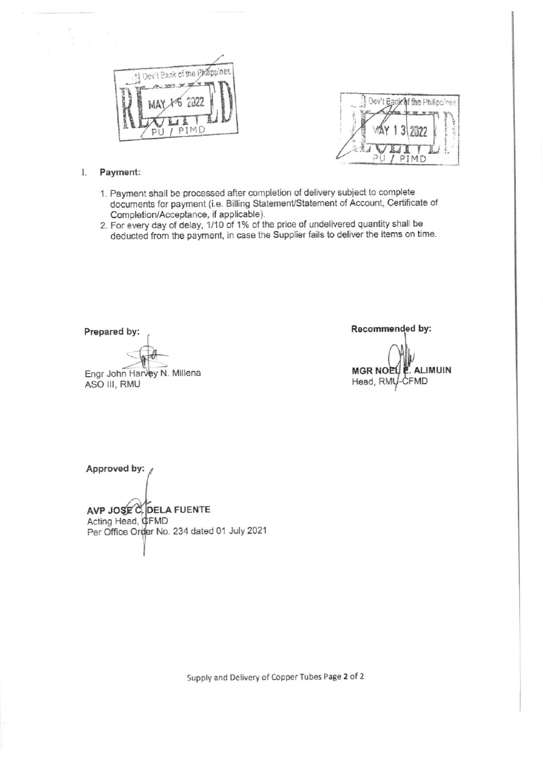Dev't Bank of the Philippines
RECEIVED
MAY 16 2022
PU / PIMD

Dev't Bank of the Philippines
RECEIVED
MAY 13 2022
PU / PIMD

I. **Payment:**

1. Payment shall be processed after completion of delivery subject to complete documents for payment (i.e. Billing Statement/Statement of Account, Certificate of Completion/Acceptance, if applicable).
2. For every day of delay, 1/10 of 1% of the price of undelivered quantity shall be deducted from the payment, in case the Supplier fails to deliver the items on time.

**Prepared by:**

Engr John Harvey N. Millena
ASO III, RMU

**Recommended by:**

**MGR NOEL E. ALIMUIN**
Head, RMU-CFMD

**Approved by:**

**AVP JOSE C. DELA FUENTE**
Acting Head, CFMD
Per Office Order No. 234 dated 01 July 2021